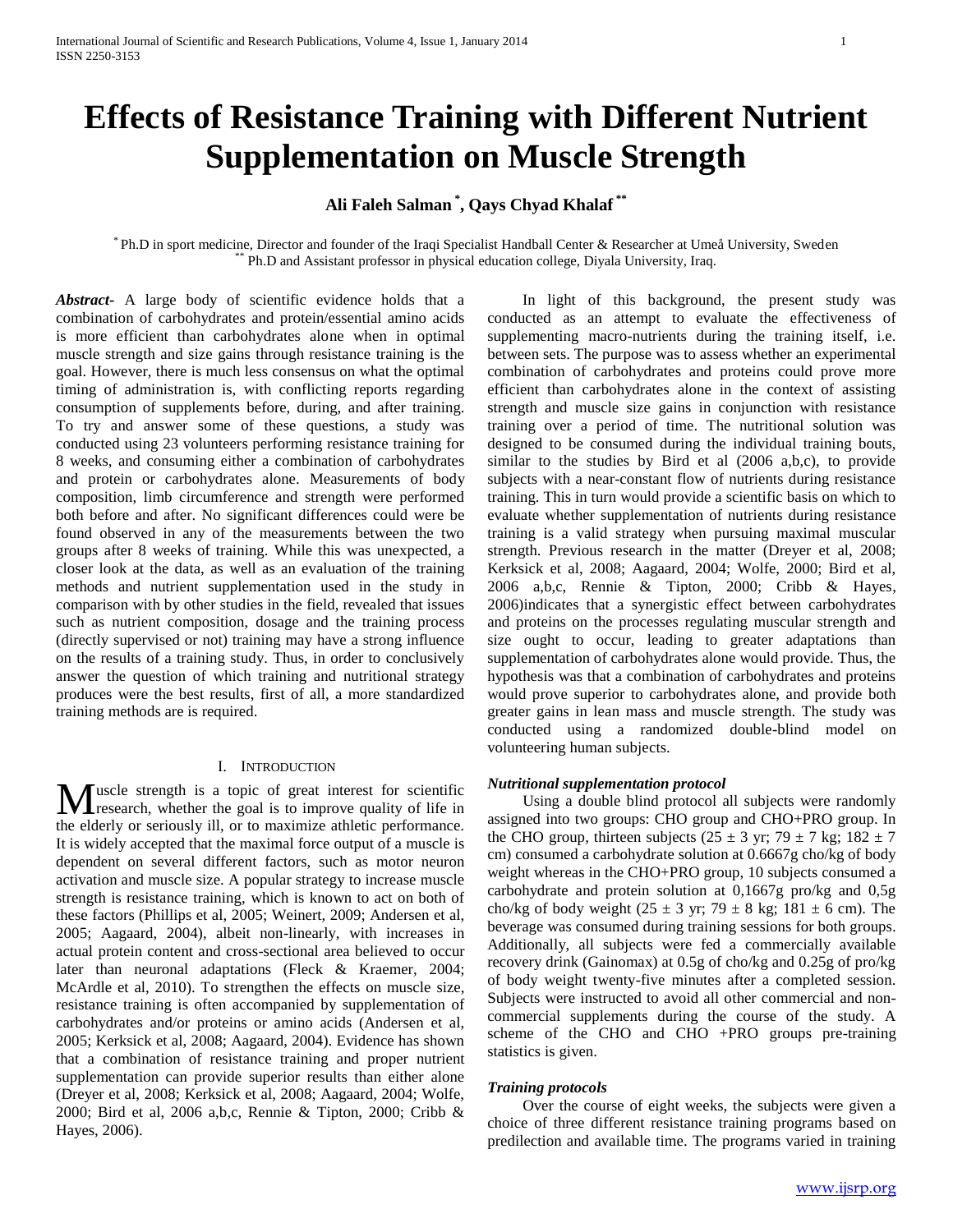# Effects of Resistance Training with Different Nutrient Supplementation on Muscle Strength

**Ali Faleh Salman [*], Qays Chyad Khalaf [**]**

[*] Ph.D in sport medicine, Director and founder of the Iraqi Specialist Handball Center & Researcher at Umeå University, Sweden
[**] Ph.D and Assistant professor in physical education college, Diyala University, Iraq.

***Abstract-*** A large body of scientific evidence holds that a combination of carbohydrates and protein/essential amino acids is more efficient than carbohydrates alone when in optimal muscle strength and size gains through resistance training is the goal. However, there is much less consensus on what the optimal timing of administration is, with conflicting reports regarding consumption of supplements before, during, and after training. To try and answer some of these questions, a study was conducted using 23 volunteers performing resistance training for 8 weeks, and consuming either a combination of carbohydrates and protein or carbohydrates alone. Measurements of body composition, limb circumference and strength were performed both before and after. No significant differences could were be found observed in any of the measurements between the two groups after 8 weeks of training. While this was unexpected, a closer look at the data, as well as an evaluation of the training methods and nutrient supplementation used in the study in comparison with by other studies in the field, revealed that issues such as nutrient composition, dosage and the training process (directly supervised or not) training may have a strong influence on the results of a training study. Thus, in order to conclusively answer the question of which training and nutritional strategy produces were the best results, first of all, a more standardized training methods are is required.

## I. Introduction

Muscle strength is a topic of great interest for scientific research, whether the goal is to improve quality of life in the elderly or seriously ill, or to maximize athletic performance. It is widely accepted that the maximal force output of a muscle is dependent on several different factors, such as motor neuron activation and muscle size. A popular strategy to increase muscle strength is resistance training, which is known to act on both of these factors (Phillips et al, 2005; Weinert, 2009; Andersen et al, 2005; Aagaard, 2004), albeit non-linearly, with increases in actual protein content and cross-sectional area believed to occur later than neuronal adaptations (Fleck & Kraemer, 2004; McArdle et al, 2010). To strengthen the effects on muscle size, resistance training is often accompanied by supplementation of carbohydrates and/or proteins or amino acids (Andersen et al, 2005; Kerksick et al, 2008; Aagaard, 2004). Evidence has shown that a combination of resistance training and proper nutrient supplementation can provide superior results than either alone (Dreyer et al, 2008; Kerksick et al, 2008; Aagaard, 2004; Wolfe, 2000; Bird et al, 2006 a,b,c, Rennie & Tipton, 2000; Cribb & Hayes, 2006).

In light of this background, the present study was conducted as an attempt to evaluate the effectiveness of supplementing macro-nutrients during the training itself, i.e. between sets. The purpose was to assess whether an experimental combination of carbohydrates and proteins could prove more efficient than carbohydrates alone in the context of assisting strength and muscle size gains in conjunction with resistance training over a period of time. The nutritional solution was designed to be consumed during the individual training bouts, similar to the studies by Bird et al (2006 a,b,c), to provide subjects with a near-constant flow of nutrients during resistance training. This in turn would provide a scientific basis on which to evaluate whether supplementation of nutrients during resistance training is a valid strategy when pursuing maximal muscular strength. Previous research in the matter (Dreyer et al, 2008; Kerksick et al, 2008; Aagaard, 2004; Wolfe, 2000; Bird et al, 2006 a,b,c, Rennie & Tipton, 2000; Cribb & Hayes, 2006)indicates that a synergistic effect between carbohydrates and proteins on the processes regulating muscular strength and size ought to occur, leading to greater adaptations than supplementation of carbohydrates alone would provide. Thus, the hypothesis was that a combination of carbohydrates and proteins would prove superior to carbohydrates alone, and provide both greater gains in lean mass and muscle strength. The study was conducted using a randomized double-blind model on volunteering human subjects.

### *Nutritional supplementation protocol*

Using a double blind protocol all subjects were randomly assigned into two groups: CHO group and CHO+PRO group. In the CHO group, thirteen subjects ($25 \pm 3$ yr; $79 \pm 7$ kg; $182 \pm 7$ cm) consumed a carbohydrate solution at 0.6667g cho/kg of body weight whereas in the CHO+PRO group, 10 subjects consumed a carbohydrate and protein solution at 0,1667g pro/kg and 0,5g cho/kg of body weight ($25 \pm 3$ yr; $79 \pm 8$ kg; $181 \pm 6$ cm). The beverage was consumed during training sessions for both groups. Additionally, all subjects were fed a commercially available recovery drink (Gainomax) at 0.5g of cho/kg and 0.25g of pro/kg of body weight twenty-five minutes after a completed session. Subjects were instructed to avoid all other commercial and non-commercial supplements during the course of the study. A scheme of the CHO and CHO +PRO groups pre-training statistics is given.

### *Training protocols*

Over the course of eight weeks, the subjects were given a choice of three different resistance training programs based on predilection and available time. The programs varied in training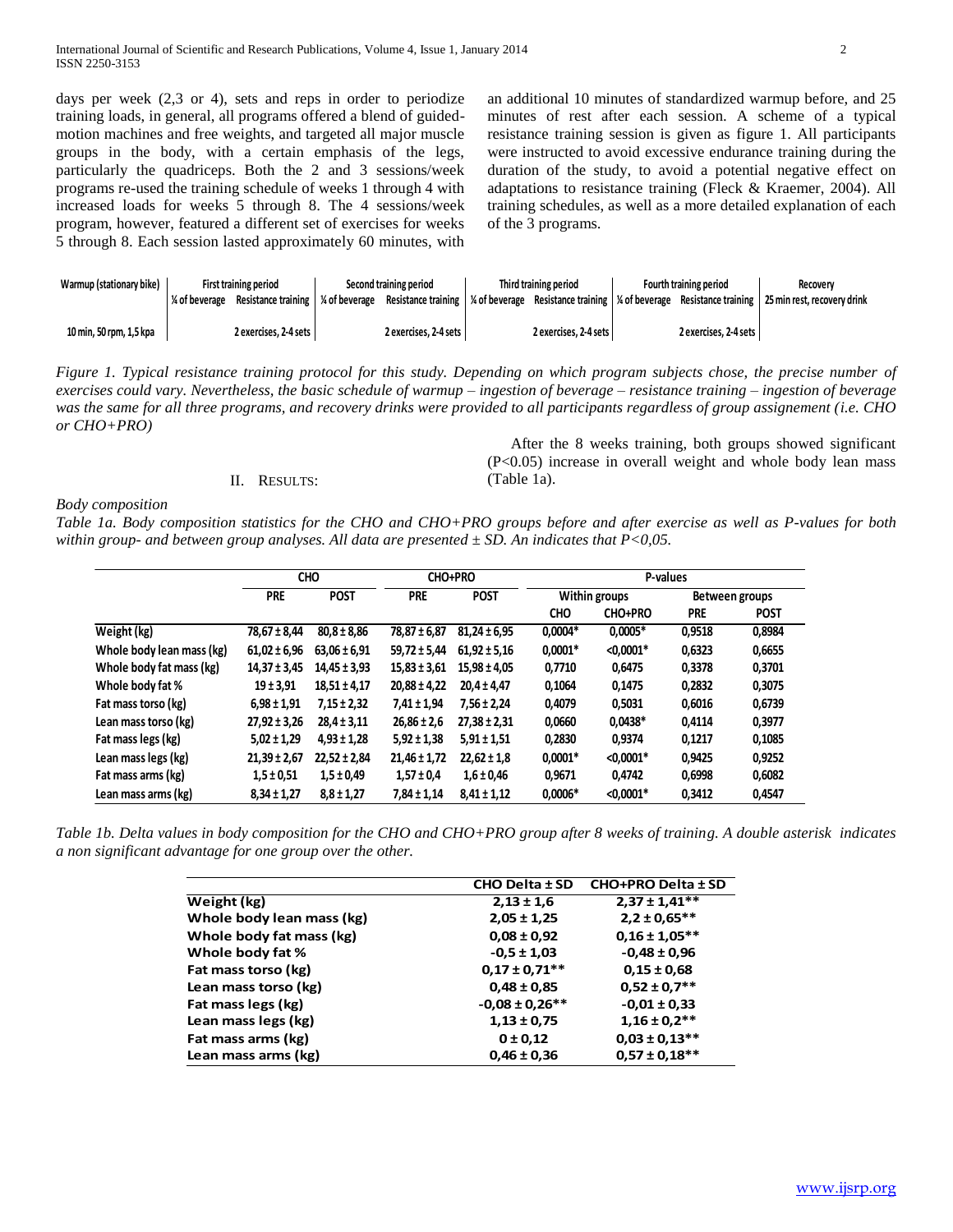days per week (2,3 or 4), sets and reps in order to periodize training loads, in general, all programs offered a blend of guided-motion machines and free weights, and targeted all major muscle groups in the body, with a certain emphasis of the legs, particularly the quadriceps. Both the 2 and 3 sessions/week programs re-used the training schedule of weeks 1 through 4 with increased loads for weeks 5 through 8. The 4 sessions/week program, however, featured a different set of exercises for weeks 5 through 8. Each session lasted approximately 60 minutes, with an additional 10 minutes of standardized warmup before, and 25 minutes of rest after each session. A scheme of a typical resistance training session is given as figure 1. All participants were instructed to avoid excessive endurance training during the duration of the study, to avoid a potential negative effect on adaptations to resistance training (Fleck & Kraemer, 2004). All training schedules, as well as a more detailed explanation of each of the 3 programs.

| Warmup (stationary bike) | First training period | | Second training period | | Third training period | | Fourth training period | | Recovery |
|---|---|---|---|---|---|---|---|---|---|
| | ¼ of beverage | Resistance training | ¼ of beverage | Resistance training | ¼ of beverage | Resistance training | ¼ of beverage | Resistance training | 25 min rest, recovery drink |
| 10 min, 50 rpm, 1,5 kpa | | 2 exercises, 2-4 sets | | 2 exercises, 2-4 sets | | 2 exercises, 2-4 sets | | 2 exercises, 2-4 sets | |

*Figure 1. Typical resistance training protocol for this study. Depending on which program subjects chose, the precise number of exercises could vary. Nevertheless, the basic schedule of warmup – ingestion of beverage – resistance training – ingestion of beverage was the same for all three programs, and recovery drinks were provided to all participants regardless of group assignement (i.e. CHO or CHO+PRO)*

## II. Results:

### *Body composition*

After the 8 weeks training, both groups showed significant ($P<0.05$) increase in overall weight and whole body lean mass (Table 1a).

*Table 1a. Body composition statistics for the CHO and CHO+PRO groups before and after exercise as well as P-values for both within group- and between group analyses. All data are presented ± SD. An indicates that $P<0,05$.*

| | CHO | | CHO+PRO | | P-values | | | |
|---|---|---|---|---|---|---|---|---|
| | PRE | POST | PRE | POST | Within groups | | Between groups | |
| | | | | | CHO | CHO+PRO | PRE | POST |
| Weight (kg) | 78,67 ± 8,44 | 80,8 ± 8,86 | 78,87 ± 6,87 | 81,24 ± 6,95 | 0,0004* | 0,0005* | 0,9518 | 0,8984 |
| Whole body lean mass (kg) | 61,02 ± 6,96 | 63,06 ± 6,91 | 59,72 ± 5,44 | 61,92 ± 5,16 | 0,0001* | <0,0001* | 0,6323 | 0,6655 |
| Whole body fat mass (kg) | 14,37 ± 3,45 | 14,45 ± 3,93 | 15,83 ± 3,61 | 15,98 ± 4,05 | 0,7710 | 0,6475 | 0,3378 | 0,3701 |
| Whole body fat % | 19 ± 3,91 | 18,51 ± 4,17 | 20,88 ± 4,22 | 20,4 ± 4,47 | 0,1064 | 0,1475 | 0,2832 | 0,3075 |
| Fat mass torso (kg) | 6,98 ± 1,91 | 7,15 ± 2,32 | 7,41 ± 1,94 | 7,56 ± 2,24 | 0,4079 | 0,5031 | 0,6016 | 0,6739 |
| Lean mass torso (kg) | 27,92 ± 3,26 | 28,4 ± 3,11 | 26,86 ± 2,6 | 27,38 ± 2,31 | 0,0660 | 0,0438* | 0,4114 | 0,3977 |
| Fat mass legs (kg) | 5,02 ± 1,29 | 4,93 ± 1,28 | 5,92 ± 1,38 | 5,91 ± 1,51 | 0,2830 | 0,9374 | 0,1217 | 0,1085 |
| Lean mass legs (kg) | 21,39 ± 2,67 | 22,52 ± 2,84 | 21,46 ± 1,72 | 22,62 ± 1,8 | 0,0001* | <0,0001* | 0,9425 | 0,9252 |
| Fat mass arms (kg) | 1,5 ± 0,51 | 1,5 ± 0,49 | 1,57 ± 0,4 | 1,6 ± 0,46 | 0,9671 | 0,4742 | 0,6998 | 0,6082 |
| Lean mass arms (kg) | 8,34 ± 1,27 | 8,8 ± 1,27 | 7,84 ± 1,14 | 8,41 ± 1,12 | 0,0006* | <0,0001* | 0,3412 | 0,4547 |

*Table 1b. Delta values in body composition for the CHO and CHO+PRO group after 8 weeks of training. A double asterisk indicates a non significant advantage for one group over the other.*

| | CHO Delta ± SD | CHO+PRO Delta ± SD |
|---|---|---|
| Weight (kg) | 2,13 ± 1,6 | 2,37 ± 1,41** |
| Whole body lean mass (kg) | 2,05 ± 1,25 | 2,2 ± 0,65** |
| Whole body fat mass (kg) | 0,08 ± 0,92 | 0,16 ± 1,05** |
| Whole body fat % | -0,5 ± 1,03 | -0,48 ± 0,96 |
| Fat mass torso (kg) | 0,17 ± 0,71** | 0,15 ± 0,68 |
| Lean mass torso (kg) | 0,48 ± 0,85 | 0,52 ± 0,7** |
| Fat mass legs (kg) | -0,08 ± 0,26** | -0,01 ± 0,33 |
| Lean mass legs (kg) | 1,13 ± 0,75 | 1,16 ± 0,2** |
| Fat mass arms (kg) | 0 ± 0,12 | 0,03 ± 0,13** |
| Lean mass arms (kg) | 0,46 ± 0,36 | 0,57 ± 0,18** |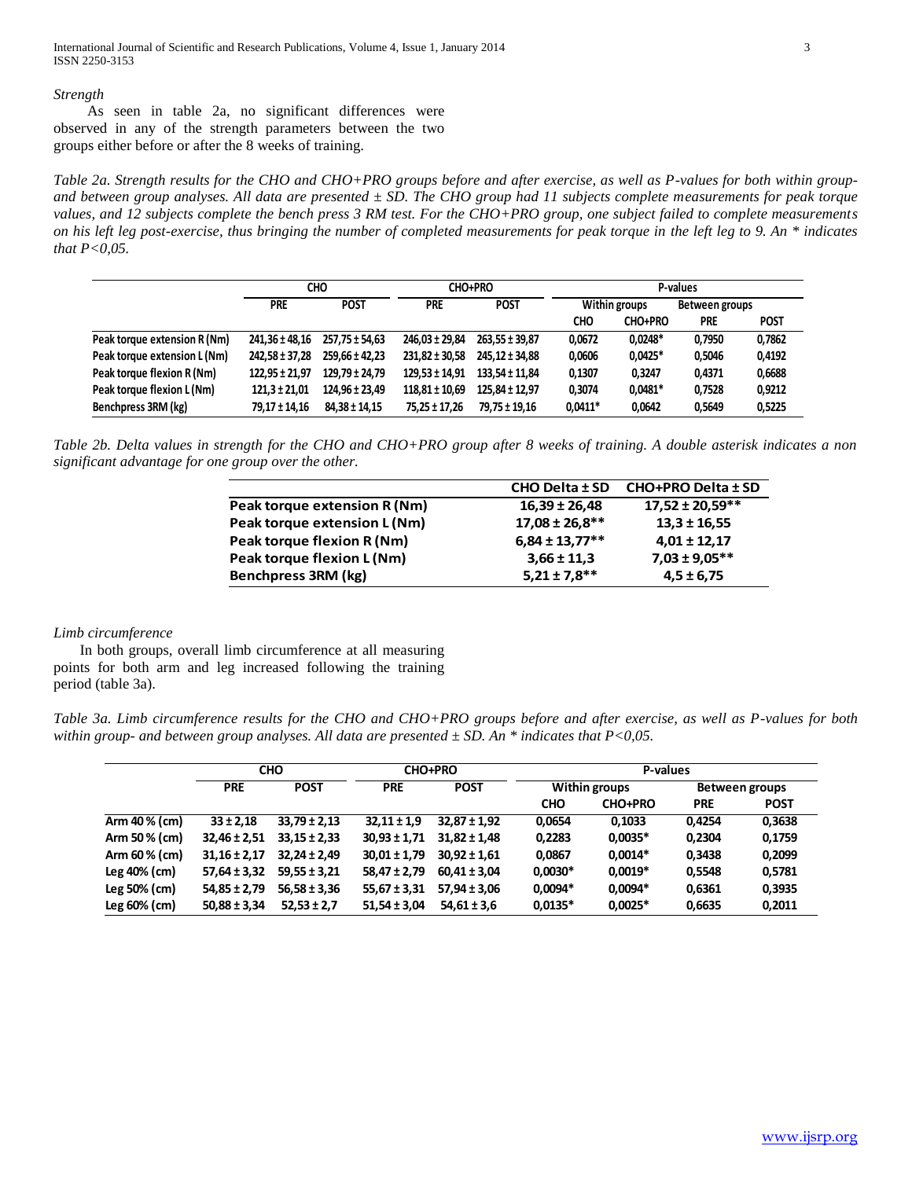*Strength*

As seen in table 2a, no significant differences were observed in any of the strength parameters between the two groups either before or after the 8 weeks of training.

*Table 2a. Strength results for the CHO and CHO+PRO groups before and after exercise, as well as P-values for both within group- and between group analyses. All data are presented ± SD. The CHO group had 11 subjects complete measurements for peak torque values, and 12 subjects complete the bench press 3 RM test. For the CHO+PRO group, one subject failed to complete measurements on his left leg post-exercise, thus bringing the number of completed measurements for peak torque in the left leg to 9. An * indicates that P<0,05.*

| | CHO | | CHO+PRO | | P-values | | | |
|---|---|---|---|---|---|---|---|---|
| | PRE | POST | PRE | POST | Within groups | | Between groups | |
| | | | | | CHO | CHO+PRO | PRE | POST |
| **Peak torque extension R (Nm)** | 241,36 ± 48,16 | 257,75 ± 54,63 | 246,03 ± 29,84 | 263,55 ± 39,87 | 0,0672 | 0,0248* | 0,7950 | 0,7862 |
| **Peak torque extension L (Nm)** | 242,58 ± 37,28 | 259,66 ± 42,23 | 231,82 ± 30,58 | 245,12 ± 34,88 | 0,0606 | 0,0425* | 0,5046 | 0,4192 |
| **Peak torque flexion R (Nm)** | 122,95 ± 21,97 | 129,79 ± 24,79 | 129,53 ± 14,91 | 133,54 ± 11,84 | 0,1307 | 0,3247 | 0,4371 | 0,6688 |
| **Peak torque flexion L (Nm)** | 121,3 ± 21,01 | 124,96 ± 23,49 | 118,81 ± 10,69 | 125,84 ± 12,97 | 0,3074 | 0,0481* | 0,7528 | 0,9212 |
| **Benchpress 3RM (kg)** | 79,17 ± 14,16 | 84,38 ± 14,15 | 75,25 ± 17,26 | 79,75 ± 19,16 | 0,0411* | 0,0642 | 0,5649 | 0,5225 |

*Table 2b. Delta values in strength for the CHO and CHO+PRO group after 8 weeks of training. A double asterisk indicates a non significant advantage for one group over the other.*

| | CHO Delta ± SD | CHO+PRO Delta ± SD |
|---|---|---|
| **Peak torque extension R (Nm)** | 16,39 ± 26,48 | 17,52 ± 20,59** |
| **Peak torque extension L (Nm)** | 17,08 ± 26,8** | 13,3 ± 16,55 |
| **Peak torque flexion R (Nm)** | 6,84 ± 13,77** | 4,01 ± 12,17 |
| **Peak torque flexion L (Nm)** | 3,66 ± 11,3 | 7,03 ± 9,05** |
| **Benchpress 3RM (kg)** | 5,21 ± 7,8** | 4,5 ± 6,75 |

*Limb circumference*

In both groups, overall limb circumference at all measuring points for both arm and leg increased following the training period (table 3a).

*Table 3a. Limb circumference results for the CHO and CHO+PRO groups before and after exercise, as well as P-values for both within group- and between group analyses. All data are presented ± SD. An * indicates that P<0,05.*

| | CHO | | CHO+PRO | | P-values | | | |
|---|---|---|---|---|---|---|---|---|
| | PRE | POST | PRE | POST | Within groups | | Between groups | |
| | | | | | CHO | CHO+PRO | PRE | POST |
| **Arm 40 % (cm)** | 33 ± 2,18 | 33,79 ± 2,13 | 32,11 ± 1,9 | 32,87 ± 1,92 | 0,0654 | 0,1033 | 0,4254 | 0,3638 |
| **Arm 50 % (cm)** | 32,46 ± 2,51 | 33,15 ± 2,33 | 30,93 ± 1,71 | 31,82 ± 1,48 | 0,2283 | 0,0035* | 0,2304 | 0,1759 |
| **Arm 60 % (cm)** | 31,16 ± 2,17 | 32,24 ± 2,49 | 30,01 ± 1,79 | 30,92 ± 1,61 | 0,0867 | 0,0014* | 0,3438 | 0,2099 |
| **Leg 40% (cm)** | 57,64 ± 3,32 | 59,55 ± 3,21 | 58,47 ± 2,79 | 60,41 ± 3,04 | 0,0030* | 0,0019* | 0,5548 | 0,5781 |
| **Leg 50% (cm)** | 54,85 ± 2,79 | 56,58 ± 3,36 | 55,67 ± 3,31 | 57,94 ± 3,06 | 0,0094* | 0,0094* | 0,6361 | 0,3935 |
| **Leg 60% (cm)** | 50,88 ± 3,34 | 52,53 ± 2,7 | 51,54 ± 3,04 | 54,61 ± 3,6 | 0,0135* | 0,0025* | 0,6635 | 0,2011 |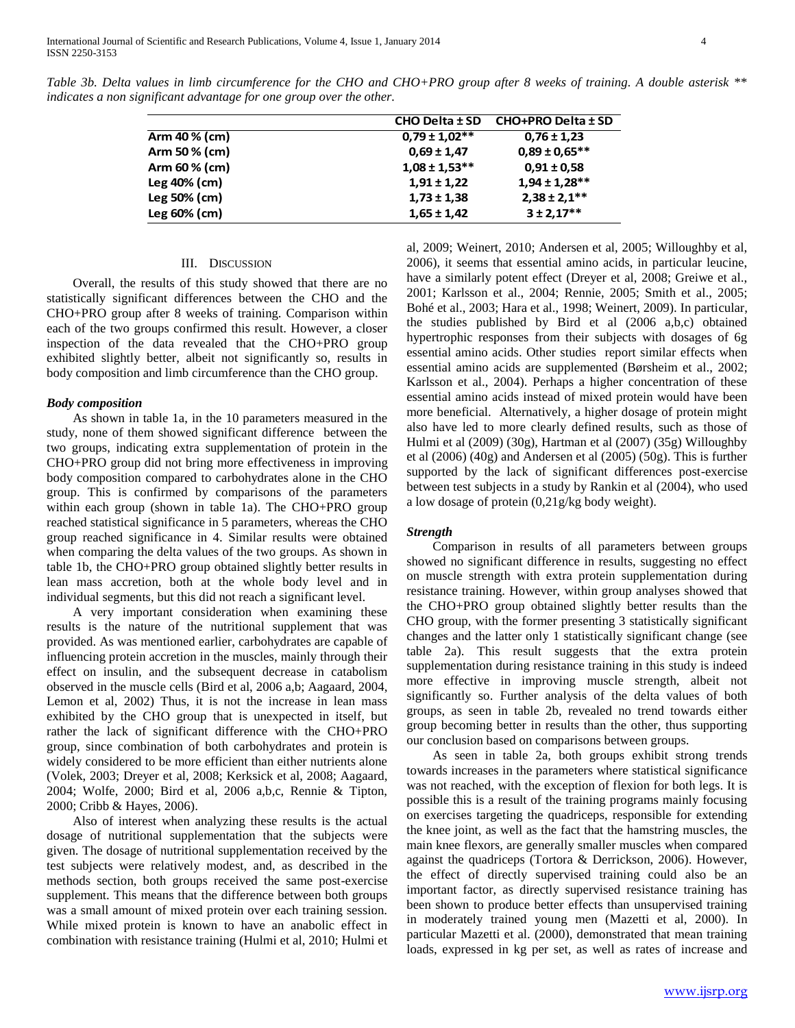*Table 3b. Delta values in limb circumference for the CHO and CHO+PRO group after 8 weeks of training. A double asterisk ** indicates a non significant advantage for one group over the other.*

| | CHO Delta ± SD | CHO+PRO Delta ± SD |
|---|---|---|
| Arm 40 % (cm) | 0,79 ± 1,02** | 0,76 ± 1,23 |
| Arm 50 % (cm) | 0,69 ± 1,47 | 0,89 ± 0,65** |
| Arm 60 % (cm) | 1,08 ± 1,53** | 0,91 ± 0,58 |
| Leg 40% (cm) | 1,91 ± 1,22 | 1,94 ± 1,28** |
| Leg 50% (cm) | 1,73 ± 1,38 | 2,38 ± 2,1** |
| Leg 60% (cm) | 1,65 ± 1,42 | 3 ± 2,17** |

## III. Discussion

Overall, the results of this study showed that there are no statistically significant differences between the CHO and the CHO+PRO group after 8 weeks of training. Comparison within each of the two groups confirmed this result. However, a closer inspection of the data revealed that the CHO+PRO group exhibited slightly better, albeit not significantly so, results in body composition and limb circumference than the CHO group.

### *Body composition*

As shown in table 1a, in the 10 parameters measured in the study, none of them showed significant difference between the two groups, indicating extra supplementation of protein in the CHO+PRO group did not bring more effectiveness in improving body composition compared to carbohydrates alone in the CHO group. This is confirmed by comparisons of the parameters within each group (shown in table 1a). The CHO+PRO group reached statistical significance in 5 parameters, whereas the CHO group reached significance in 4. Similar results were obtained when comparing the delta values of the two groups. As shown in table 1b, the CHO+PRO group obtained slightly better results in lean mass accretion, both at the whole body level and in individual segments, but this did not reach a significant level.

A very important consideration when examining these results is the nature of the nutritional supplement that was provided. As was mentioned earlier, carbohydrates are capable of influencing protein accretion in the muscles, mainly through their effect on insulin, and the subsequent decrease in catabolism observed in the muscle cells (Bird et al, 2006 a,b; Aagaard, 2004, Lemon et al, 2002) Thus, it is not the increase in lean mass exhibited by the CHO group that is unexpected in itself, but rather the lack of significant difference with the CHO+PRO group, since combination of both carbohydrates and protein is widely considered to be more efficient than either nutrients alone (Volek, 2003; Dreyer et al, 2008; Kerksick et al, 2008; Aagaard, 2004; Wolfe, 2000; Bird et al, 2006 a,b,c, Rennie & Tipton, 2000; Cribb & Hayes, 2006).

Also of interest when analyzing these results is the actual dosage of nutritional supplementation that the subjects were given. The dosage of nutritional supplementation received by the test subjects were relatively modest, and, as described in the methods section, both groups received the same post-exercise supplement. This means that the difference between both groups was a small amount of mixed protein over each training session. While mixed protein is known to have an anabolic effect in combination with resistance training (Hulmi et al, 2010; Hulmi et al, 2009; Weinert, 2010; Andersen et al, 2005; Willoughby et al, 2006), it seems that essential amino acids, in particular leucine, have a similarly potent effect (Dreyer et al, 2008; Greiwe et al., 2001; Karlsson et al., 2004; Rennie, 2005; Smith et al., 2005; Bohé et al., 2003; Hara et al., 1998; Weinert, 2009). In particular, the studies published by Bird et al (2006 a,b,c) obtained hypertrophic responses from their subjects with dosages of 6g essential amino acids. Other studies report similar effects when essential amino acids are supplemented (Børsheim et al., 2002; Karlsson et al., 2004). Perhaps a higher concentration of these essential amino acids instead of mixed protein would have been more beneficial. Alternatively, a higher dosage of protein might also have led to more clearly defined results, such as those of Hulmi et al (2009) (30g), Hartman et al (2007) (35g) Willoughby et al (2006) (40g) and Andersen et al (2005) (50g). This is further supported by the lack of significant differences post-exercise between test subjects in a study by Rankin et al (2004), who used a low dosage of protein (0,21g/kg body weight).

### *Strength*

Comparison in results of all parameters between groups showed no significant difference in results, suggesting no effect on muscle strength with extra protein supplementation during resistance training. However, within group analyses showed that the CHO+PRO group obtained slightly better results than the CHO group, with the former presenting 3 statistically significant changes and the latter only 1 statistically significant change (see table 2a). This result suggests that the extra protein supplementation during resistance training in this study is indeed more effective in improving muscle strength, albeit not significantly so. Further analysis of the delta values of both groups, as seen in table 2b, revealed no trend towards either group becoming better in results than the other, thus supporting our conclusion based on comparisons between groups.

As seen in table 2a, both groups exhibit strong trends towards increases in the parameters where statistical significance was not reached, with the exception of flexion for both legs. It is possible this is a result of the training programs mainly focusing on exercises targeting the quadriceps, responsible for extending the knee joint, as well as the fact that the hamstring muscles, the main knee flexors, are generally smaller muscles when compared against the quadriceps (Tortora & Derrickson, 2006). However, the effect of directly supervised training could also be an important factor, as directly supervised resistance training has been shown to produce better effects than unsupervised training in moderately trained young men (Mazetti et al, 2000). In particular Mazetti et al. (2000), demonstrated that mean training loads, expressed in kg per set, as well as rates of increase and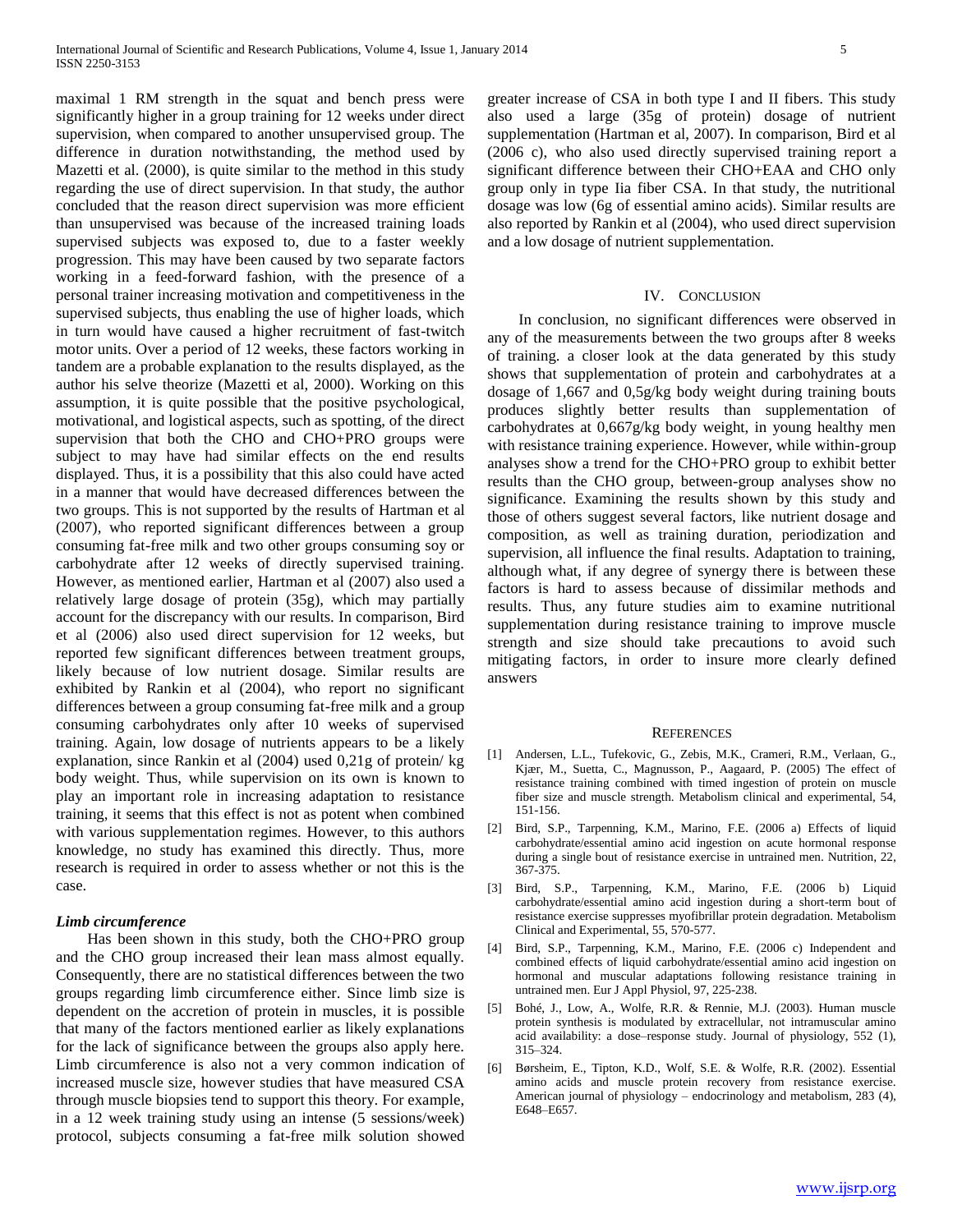maximal 1 RM strength in the squat and bench press were significantly higher in a group training for 12 weeks under direct supervision, when compared to another unsupervised group. The difference in duration notwithstanding, the method used by Mazetti et al. (2000), is quite similar to the method in this study regarding the use of direct supervision. In that study, the author concluded that the reason direct supervision was more efficient than unsupervised was because of the increased training loads supervised subjects was exposed to, due to a faster weekly progression. This may have been caused by two separate factors working in a feed-forward fashion, with the presence of a personal trainer increasing motivation and competitiveness in the supervised subjects, thus enabling the use of higher loads, which in turn would have caused a higher recruitment of fast-twitch motor units. Over a period of 12 weeks, these factors working in tandem are a probable explanation to the results displayed, as the author his selve theorize (Mazetti et al, 2000). Working on this assumption, it is quite possible that the positive psychological, motivational, and logistical aspects, such as spotting, of the direct supervision that both the CHO and CHO+PRO groups were subject to may have had similar effects on the end results displayed. Thus, it is a possibility that this also could have acted in a manner that would have decreased differences between the two groups. This is not supported by the results of Hartman et al (2007), who reported significant differences between a group consuming fat-free milk and two other groups consuming soy or carbohydrate after 12 weeks of directly supervised training. However, as mentioned earlier, Hartman et al (2007) also used a relatively large dosage of protein (35g), which may partially account for the discrepancy with our results. In comparison, Bird et al (2006) also used direct supervision for 12 weeks, but reported few significant differences between treatment groups, likely because of low nutrient dosage. Similar results are exhibited by Rankin et al (2004), who report no significant differences between a group consuming fat-free milk and a group consuming carbohydrates only after 10 weeks of supervised training. Again, low dosage of nutrients appears to be a likely explanation, since Rankin et al (2004) used 0,21g of protein/ kg body weight. Thus, while supervision on its own is known to play an important role in increasing adaptation to resistance training, it seems that this effect is not as potent when combined with various supplementation regimes. However, to this authors knowledge, no study has examined this directly. Thus, more research is required in order to assess whether or not this is the case.

### *Limb circumference*

Has been shown in this study, both the CHO+PRO group and the CHO group increased their lean mass almost equally. Consequently, there are no statistical differences between the two groups regarding limb circumference either. Since limb size is dependent on the accretion of protein in muscles, it is possible that many of the factors mentioned earlier as likely explanations for the lack of significance between the groups also apply here. Limb circumference is also not a very common indication of increased muscle size, however studies that have measured CSA through muscle biopsies tend to support this theory. For example, in a 12 week training study using an intense (5 sessions/week) protocol, subjects consuming a fat-free milk solution showed greater increase of CSA in both type I and II fibers. This study also used a large (35g of protein) dosage of nutrient supplementation (Hartman et al, 2007). In comparison, Bird et al (2006 c), who also used directly supervised training report a significant difference between their CHO+EAA and CHO only group only in type Iia fiber CSA. In that study, the nutritional dosage was low (6g of essential amino acids). Similar results are also reported by Rankin et al (2004), who used direct supervision and a low dosage of nutrient supplementation.

## IV. Conclusion

In conclusion, no significant differences were observed in any of the measurements between the two groups after 8 weeks of training. a closer look at the data generated by this study shows that supplementation of protein and carbohydrates at a dosage of 1,667 and 0,5g/kg body weight during training bouts produces slightly better results than supplementation of carbohydrates at 0,667g/kg body weight, in young healthy men with resistance training experience. However, while within-group analyses show a trend for the CHO+PRO group to exhibit better results than the CHO group, between-group analyses show no significance. Examining the results shown by this study and those of others suggest several factors, like nutrient dosage and composition, as well as training duration, periodization and supervision, all influence the final results. Adaptation to training, although what, if any degree of synergy there is between these factors is hard to assess because of dissimilar methods and results. Thus, any future studies aim to examine nutritional supplementation during resistance training to improve muscle strength and size should take precautions to avoid such mitigating factors, in order to insure more clearly defined answers

## References

[1] Andersen, L.L., Tufekovic, G., Zebis, M.K., Crameri, R.M., Verlaan, G., Kjær, M., Suetta, C., Magnusson, P., Aagaard, P. (2005) The effect of resistance training combined with timed ingestion of protein on muscle fiber size and muscle strength. Metabolism clinical and experimental, 54, 151-156.

[2] Bird, S.P., Tarpenning, K.M., Marino, F.E. (2006 a) Effects of liquid carbohydrate/essential amino acid ingestion on acute hormonal response during a single bout of resistance exercise in untrained men. Nutrition, 22, 367-375.

[3] Bird, S.P., Tarpenning, K.M., Marino, F.E. (2006 b) Liquid carbohydrate/essential amino acid ingestion during a short-term bout of resistance exercise suppresses myofibrillar protein degradation. Metabolism Clinical and Experimental, 55, 570-577.

[4] Bird, S.P., Tarpenning, K.M., Marino, F.E. (2006 c) Independent and combined effects of liquid carbohydrate/essential amino acid ingestion on hormonal and muscular adaptations following resistance training in untrained men. Eur J Appl Physiol, 97, 225-238.

[5] Bohé, J., Low, A., Wolfe, R.R. & Rennie, M.J. (2003). Human muscle protein synthesis is modulated by extracellular, not intramuscular amino acid availability: a dose–response study. Journal of physiology, 552 (1), 315–324.

[6] Børsheim, E., Tipton, K.D., Wolf, S.E. & Wolfe, R.R. (2002). Essential amino acids and muscle protein recovery from resistance exercise. American journal of physiology – endocrinology and metabolism, 283 (4), E648–E657.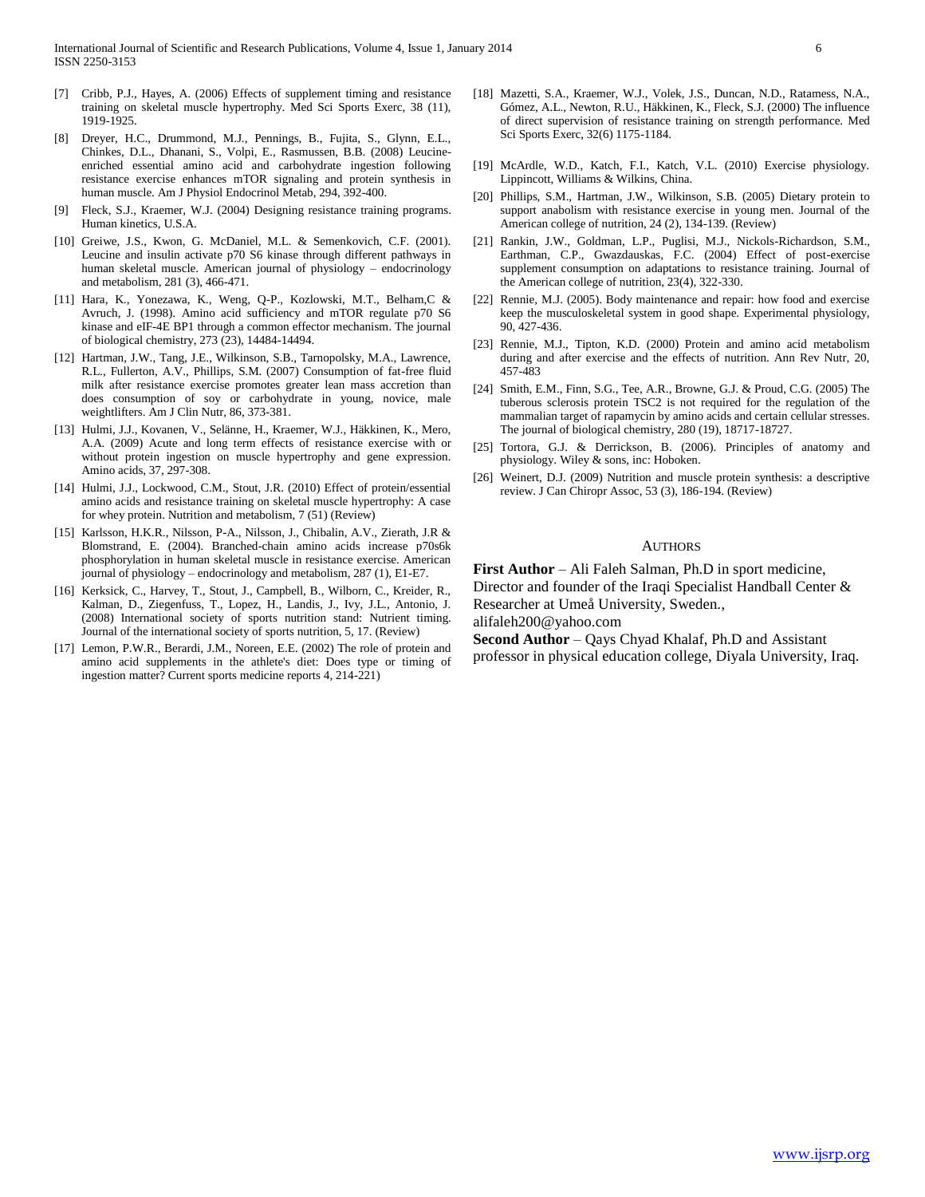[7] Cribb, P.J., Hayes, A. (2006) Effects of supplement timing and resistance training on skeletal muscle hypertrophy. Med Sci Sports Exerc, 38 (11), 1919-1925.

[8] Dreyer, H.C., Drummond, M.J., Pennings, B., Fujita, S., Glynn, E.L., Chinkes, D.L., Dhanani, S., Volpi, E., Rasmussen, B.B. (2008) Leucine-enriched essential amino acid and carbohydrate ingestion following resistance exercise enhances mTOR signaling and protein synthesis in human muscle. Am J Physiol Endocrinol Metab, 294, 392-400.

[9] Fleck, S.J., Kraemer, W.J. (2004) Designing resistance training programs. Human kinetics, U.S.A.

[10] Greiwe, J.S., Kwon, G. McDaniel, M.L. & Semenkovich, C.F. (2001). Leucine and insulin activate p70 S6 kinase through different pathways in human skeletal muscle. American journal of physiology – endocrinology and metabolism, 281 (3), 466-471.

[11] Hara, K., Yonezawa, K., Weng, Q-P., Kozlowski, M.T., Belham,C & Avruch, J. (1998). Amino acid sufficiency and mTOR regulate p70 S6 kinase and eIF-4E BP1 through a common effector mechanism. The journal of biological chemistry, 273 (23), 14484-14494.

[12] Hartman, J.W., Tang, J.E., Wilkinson, S.B., Tarnopolsky, M.A., Lawrence, R.L., Fullerton, A.V., Phillips, S.M. (2007) Consumption of fat-free fluid milk after resistance exercise promotes greater lean mass accretion than does consumption of soy or carbohydrate in young, novice, male weightlifters. Am J Clin Nutr, 86, 373-381.

[13] Hulmi, J.J., Kovanen, V., Selänne, H., Kraemer, W.J., Häkkinen, K., Mero, A.A. (2009) Acute and long term effects of resistance exercise with or without protein ingestion on muscle hypertrophy and gene expression. Amino acids, 37, 297-308.

[14] Hulmi, J.J., Lockwood, C.M., Stout, J.R. (2010) Effect of protein/essential amino acids and resistance training on skeletal muscle hypertrophy: A case for whey protein. Nutrition and metabolism, 7 (51) (Review)

[15] Karlsson, H.K.R., Nilsson, P-A., Nilsson, J., Chibalin, A.V., Zierath, J.R & Blomstrand, E. (2004). Branched-chain amino acids increase p70s6k phosphorylation in human skeletal muscle in resistance exercise. American journal of physiology – endocrinology and metabolism, 287 (1), E1-E7.

[16] Kerksick, C., Harvey, T., Stout, J., Campbell, B., Wilborn, C., Kreider, R., Kalman, D., Ziegenfuss, T., Lopez, H., Landis, J., Ivy, J.L., Antonio, J. (2008) International society of sports nutrition stand: Nutrient timing. Journal of the international society of sports nutrition, 5, 17. (Review)

[17] Lemon, P.W.R., Berardi, J.M., Noreen, E.E. (2002) The role of protein and amino acid supplements in the athlete's diet: Does type or timing of ingestion matter? Current sports medicine reports 4, 214-221)

[18] Mazetti, S.A., Kraemer, W.J., Volek, J.S., Duncan, N.D., Ratamess, N.A., Gómez, A.L., Newton, R.U., Häkkinen, K., Fleck, S.J. (2000) The influence of direct supervision of resistance training on strength performance. Med Sci Sports Exerc, 32(6) 1175-1184.

[19] McArdle, W.D., Katch, F.I., Katch, V.L. (2010) Exercise physiology. Lippincott, Williams & Wilkins, China.

[20] Phillips, S.M., Hartman, J.W., Wilkinson, S.B. (2005) Dietary protein to support anabolism with resistance exercise in young men. Journal of the American college of nutrition, 24 (2), 134-139. (Review)

[21] Rankin, J.W., Goldman, L.P., Puglisi, M.J., Nickols-Richardson, S.M., Earthman, C.P., Gwazdauskas, F.C. (2004) Effect of post-exercise supplement consumption on adaptations to resistance training. Journal of the American college of nutrition, 23(4), 322-330.

[22] Rennie, M.J. (2005). Body maintenance and repair: how food and exercise keep the musculoskeletal system in good shape. Experimental physiology, 90, 427-436.

[23] Rennie, M.J., Tipton, K.D. (2000) Protein and amino acid metabolism during and after exercise and the effects of nutrition. Ann Rev Nutr, 20, 457-483

[24] Smith, E.M., Finn, S.G., Tee, A.R., Browne, G.J. & Proud, C.G. (2005) The tuberous sclerosis protein TSC2 is not required for the regulation of the mammalian target of rapamycin by amino acids and certain cellular stresses. The journal of biological chemistry, 280 (19), 18717-18727.

[25] Tortora, G.J. & Derrickson, B. (2006). Principles of anatomy and physiology. Wiley & sons, inc: Hoboken.

[26] Weinert, D.J. (2009) Nutrition and muscle protein synthesis: a descriptive review. J Can Chiropr Assoc, 53 (3), 186-194. (Review)

## Authors

**First Author** – Ali Faleh Salman, Ph.D in sport medicine, Director and founder of the Iraqi Specialist Handball Center & Researcher at Umeå University, Sweden., alifaleh200@yahoo.com

**Second Author** – Qays Chyad Khalaf, Ph.D and Assistant professor in physical education college, Diyala University, Iraq.